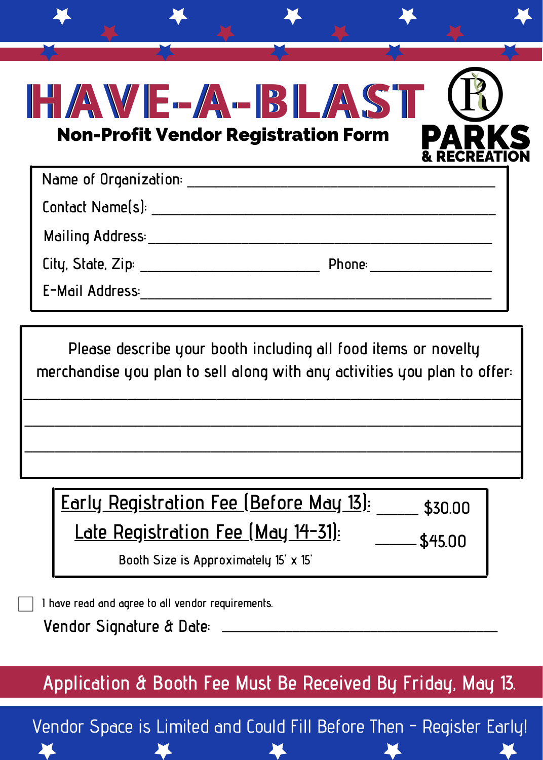# HAVE-A-BLAST

## Non-Profit Vendor Registration Form

PARKS & RECREATION

Name of Organization: ______________________________________

Contact Name(s): ______________________________________

Mailing Address: ______________________________________

City, State, Zip: ______________________ Phone: ______________

E-Mail Address: ______________________________________

Please describe your booth including all food items or novelty merchandise you plan to sell along with any activities you plan to offer:

______________________________________________________________

______________________________________________________________

______________________________________________________________

Early Registration Fee (Before May 13): _____ $30.00

Late Registration Fee (May 14-31): _____ $45.00

Booth Size is Approximately 15' x 15'

☐ I have read and agree to all vendor requirements.

Vendor Signature & Date: ______________________________________

**Application & Booth Fee Must Be Received By Friday, May 13.**

**Vendor Space is Limited and Could Fill Before Then - Register Early!**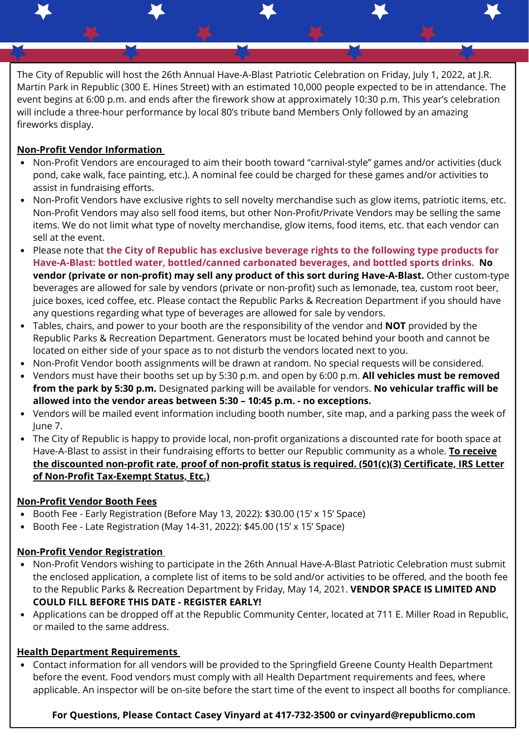The City of Republic will host the 26th Annual Have-A-Blast Patriotic Celebration on Friday, July 1, 2022, at J.R. Martin Park in Republic (300 E. Hines Street) with an estimated 10,000 people expected to be in attendance. The event begins at 6:00 p.m. and ends after the firework show at approximately 10:30 p.m. This year's celebration will include a three-hour performance by local 80's tribute band Members Only followed by an amazing fireworks display.

**Non-Profit Vendor Information**

- Non-Profit Vendors are encouraged to aim their booth toward "carnival-style" games and/or activities (duck pond, cake walk, face painting, etc.). A nominal fee could be charged for these games and/or activities to assist in fundraising efforts.
- Non-Profit Vendors have exclusive rights to sell novelty merchandise such as glow items, patriotic items, etc. Non-Profit Vendors may also sell food items, but other Non-Profit/Private Vendors may be selling the same items. We do not limit what type of novelty merchandise, glow items, food items, etc. that each vendor can sell at the event.
- Please note that **the City of Republic has exclusive beverage rights to the following type products for Have-A-Blast: bottled water, bottled/canned carbonated beverages, and bottled sports drinks. No vendor (private or non-profit) may sell any product of this sort during Have-A-Blast.** Other custom-type beverages are allowed for sale by vendors (private or non-profit) such as lemonade, tea, custom root beer, juice boxes, iced coffee, etc. Please contact the Republic Parks & Recreation Department if you should have any questions regarding what type of beverages are allowed for sale by vendors.
- Tables, chairs, and power to your booth are the responsibility of the vendor and **NOT** provided by the Republic Parks & Recreation Department. Generators must be located behind your booth and cannot be located on either side of your space as to not disturb the vendors located next to you.
- Non-Profit Vendor booth assignments will be drawn at random. No special requests will be considered.
- Vendors must have their booths set up by 5:30 p.m. and open by 6:00 p.m. **All vehicles must be removed from the park by 5:30 p.m.** Designated parking will be available for vendors. **No vehicular traffic will be allowed into the vendor areas between 5:30 – 10:45 p.m. - no exceptions.**
- Vendors will be mailed event information including booth number, site map, and a parking pass the week of June 7.
- The City of Republic is happy to provide local, non-profit organizations a discounted rate for booth space at Have-A-Blast to assist in their fundraising efforts to better our Republic community as a whole. **To receive the discounted non-profit rate, proof of non-profit status is required. (501(c)(3) Certificate, IRS Letter of Non-Profit Tax-Exempt Status, Etc.)**

**Non-Profit Vendor Booth Fees**

- Booth Fee - Early Registration (Before May 13, 2022): $30.00 (15' x 15' Space)
- Booth Fee - Late Registration (May 14-31, 2022): $45.00 (15' x 15' Space)

**Non-Profit Vendor Registration**

- Non-Profit Vendors wishing to participate in the 26th Annual Have-A-Blast Patriotic Celebration must submit the enclosed application, a complete list of items to be sold and/or activities to be offered, and the booth fee to the Republic Parks & Recreation Department by Friday, May 14, 2021. **VENDOR SPACE IS LIMITED AND COULD FILL BEFORE THIS DATE - REGISTER EARLY!**
- Applications can be dropped off at the Republic Community Center, located at 711 E. Miller Road in Republic, or mailed to the same address.

**Health Department Requirements**

- Contact information for all vendors will be provided to the Springfield Greene County Health Department before the event. Food vendors must comply with all Health Department requirements and fees, where applicable. An inspector will be on-site before the start time of the event to inspect all booths for compliance.

**For Questions, Please Contact Casey Vinyard at 417-732-3500 or cvinyard@republicmo.com**